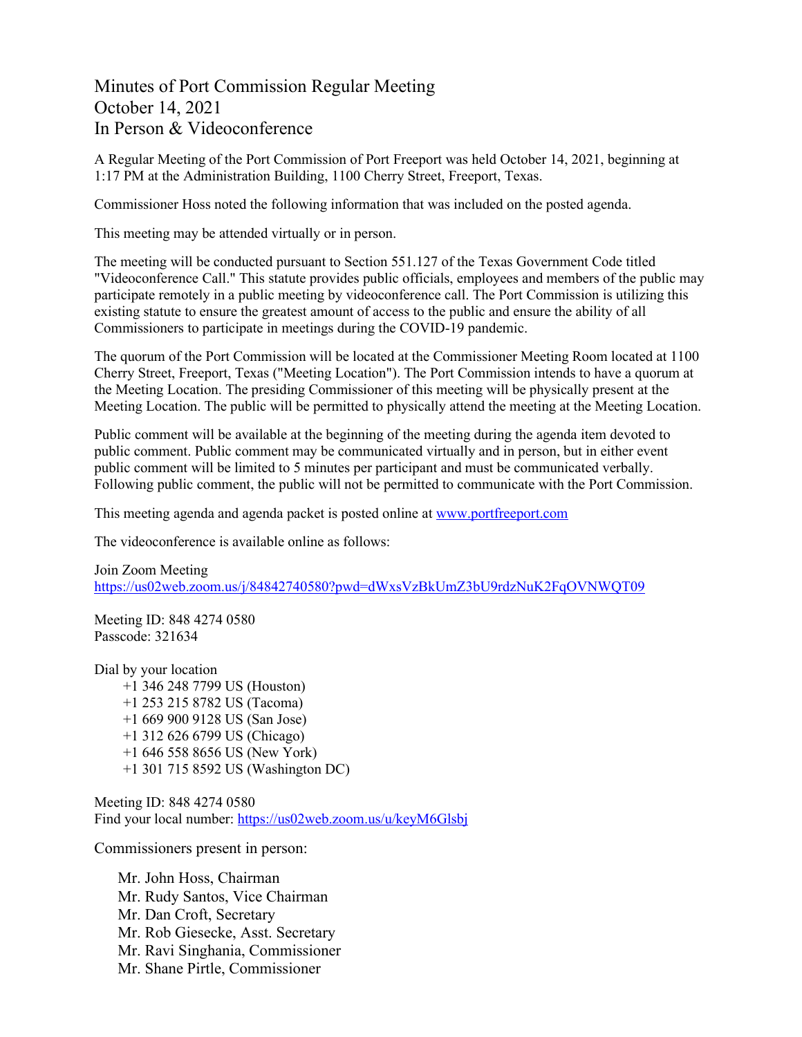# Minutes of Port Commission Regular Meeting
# October 14, 2021
# In Person & Videoconference

A Regular Meeting of the Port Commission of Port Freeport was held October 14, 2021, beginning at 1:17 PM at the Administration Building, 1100 Cherry Street, Freeport, Texas.

Commissioner Hoss noted the following information that was included on the posted agenda.

This meeting may be attended virtually or in person.

The meeting will be conducted pursuant to Section 551.127 of the Texas Government Code titled "Videoconference Call." This statute provides public officials, employees and members of the public may participate remotely in a public meeting by videoconference call. The Port Commission is utilizing this existing statute to ensure the greatest amount of access to the public and ensure the ability of all Commissioners to participate in meetings during the COVID-19 pandemic.

The quorum of the Port Commission will be located at the Commissioner Meeting Room located at 1100 Cherry Street, Freeport, Texas ("Meeting Location"). The Port Commission intends to have a quorum at the Meeting Location. The presiding Commissioner of this meeting will be physically present at the Meeting Location. The public will be permitted to physically attend the meeting at the Meeting Location.

Public comment will be available at the beginning of the meeting during the agenda item devoted to public comment. Public comment may be communicated virtually and in person, but in either event public comment will be limited to 5 minutes per participant and must be communicated verbally. Following public comment, the public will not be permitted to communicate with the Port Commission.

This meeting agenda and agenda packet is posted online at www.portfreeport.com

The videoconference is available online as follows:

Join Zoom Meeting
https://us02web.zoom.us/j/84842740580?pwd=dWxsVzBkUmZ3bU9rdzNuK2FqOVNWQT09

Meeting ID: 848 4274 0580
Passcode: 321634

Dial by your location
- +1 346 248 7799 US (Houston)
- +1 253 215 8782 US (Tacoma)
- +1 669 900 9128 US (San Jose)
- +1 312 626 6799 US (Chicago)
- +1 646 558 8656 US (New York)
- +1 301 715 8592 US (Washington DC)

Meeting ID: 848 4274 0580
Find your local number: https://us02web.zoom.us/u/keyM6Glsbj

Commissioners present in person:

- Mr. John Hoss, Chairman
- Mr. Rudy Santos, Vice Chairman
- Mr. Dan Croft, Secretary
- Mr. Rob Giesecke, Asst. Secretary
- Mr. Ravi Singhania, Commissioner
- Mr. Shane Pirtle, Commissioner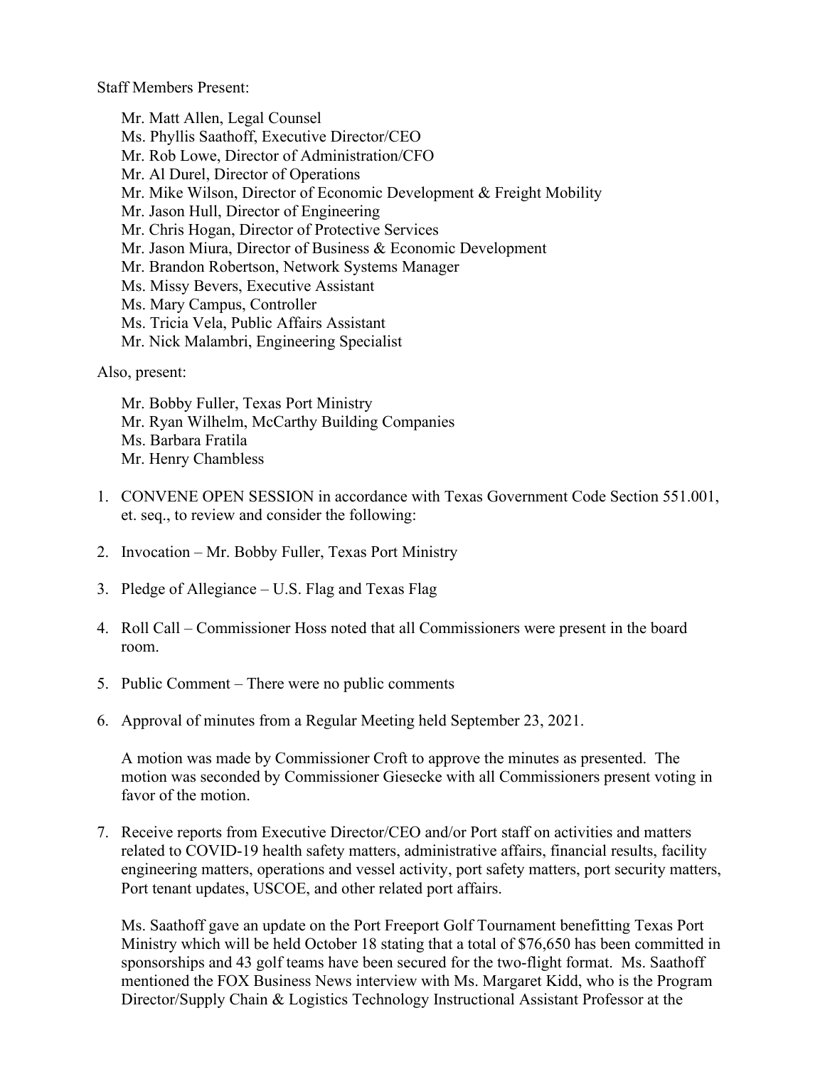Staff Members Present:

Mr. Matt Allen, Legal Counsel
Ms. Phyllis Saathoff, Executive Director/CEO
Mr. Rob Lowe, Director of Administration/CFO
Mr. Al Durel, Director of Operations
Mr. Mike Wilson, Director of Economic Development & Freight Mobility
Mr. Jason Hull, Director of Engineering
Mr. Chris Hogan, Director of Protective Services
Mr. Jason Miura, Director of Business & Economic Development
Mr. Brandon Robertson, Network Systems Manager
Ms. Missy Bevers, Executive Assistant
Ms. Mary Campus, Controller
Ms. Tricia Vela, Public Affairs Assistant
Mr. Nick Malambri, Engineering Specialist

Also, present:

Mr. Bobby Fuller, Texas Port Ministry
Mr. Ryan Wilhelm, McCarthy Building Companies
Ms. Barbara Fratila
Mr. Henry Chambless

1. CONVENE OPEN SESSION in accordance with Texas Government Code Section 551.001, et. seq., to review and consider the following:

2. Invocation – Mr. Bobby Fuller, Texas Port Ministry

3. Pledge of Allegiance – U.S. Flag and Texas Flag

4. Roll Call – Commissioner Hoss noted that all Commissioners were present in the board room.

5. Public Comment – There were no public comments

6. Approval of minutes from a Regular Meeting held September 23, 2021.

   A motion was made by Commissioner Croft to approve the minutes as presented. The motion was seconded by Commissioner Giesecke with all Commissioners present voting in favor of the motion.

7. Receive reports from Executive Director/CEO and/or Port staff on activities and matters related to COVID-19 health safety matters, administrative affairs, financial results, facility engineering matters, operations and vessel activity, port safety matters, port security matters, Port tenant updates, USCOE, and other related port affairs.

   Ms. Saathoff gave an update on the Port Freeport Golf Tournament benefitting Texas Port Ministry which will be held October 18 stating that a total of $76,650 has been committed in sponsorships and 43 golf teams have been secured for the two-flight format. Ms. Saathoff mentioned the FOX Business News interview with Ms. Margaret Kidd, who is the Program Director/Supply Chain & Logistics Technology Instructional Assistant Professor at the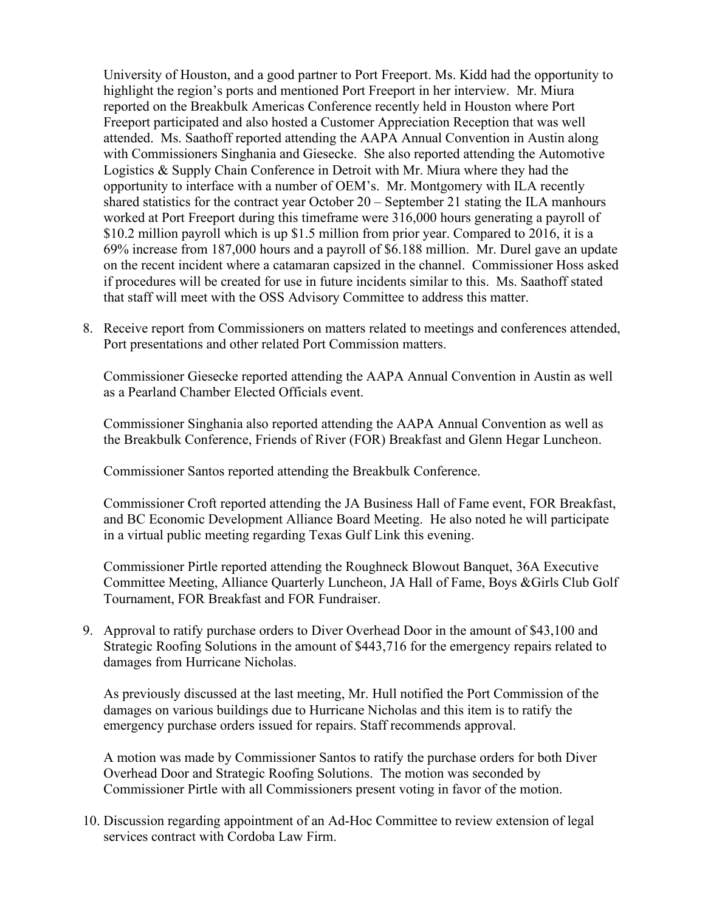University of Houston, and a good partner to Port Freeport. Ms. Kidd had the opportunity to highlight the region's ports and mentioned Port Freeport in her interview. Mr. Miura reported on the Breakbulk Americas Conference recently held in Houston where Port Freeport participated and also hosted a Customer Appreciation Reception that was well attended. Ms. Saathoff reported attending the AAPA Annual Convention in Austin along with Commissioners Singhania and Giesecke. She also reported attending the Automotive Logistics & Supply Chain Conference in Detroit with Mr. Miura where they had the opportunity to interface with a number of OEM's. Mr. Montgomery with ILA recently shared statistics for the contract year October 20 – September 21 stating the ILA manhours worked at Port Freeport during this timeframe were 316,000 hours generating a payroll of $10.2 million payroll which is up $1.5 million from prior year. Compared to 2016, it is a 69% increase from 187,000 hours and a payroll of $6.188 million. Mr. Durel gave an update on the recent incident where a catamaran capsized in the channel. Commissioner Hoss asked if procedures will be created for use in future incidents similar to this. Ms. Saathoff stated that staff will meet with the OSS Advisory Committee to address this matter.

8. Receive report from Commissioners on matters related to meetings and conferences attended, Port presentations and other related Port Commission matters.

   Commissioner Giesecke reported attending the AAPA Annual Convention in Austin as well as a Pearland Chamber Elected Officials event.

   Commissioner Singhania also reported attending the AAPA Annual Convention as well as the Breakbulk Conference, Friends of River (FOR) Breakfast and Glenn Hegar Luncheon.

   Commissioner Santos reported attending the Breakbulk Conference.

   Commissioner Croft reported attending the JA Business Hall of Fame event, FOR Breakfast, and BC Economic Development Alliance Board Meeting. He also noted he will participate in a virtual public meeting regarding Texas Gulf Link this evening.

   Commissioner Pirtle reported attending the Roughneck Blowout Banquet, 36A Executive Committee Meeting, Alliance Quarterly Luncheon, JA Hall of Fame, Boys &Girls Club Golf Tournament, FOR Breakfast and FOR Fundraiser.

9. Approval to ratify purchase orders to Diver Overhead Door in the amount of $43,100 and Strategic Roofing Solutions in the amount of $443,716 for the emergency repairs related to damages from Hurricane Nicholas.

   As previously discussed at the last meeting, Mr. Hull notified the Port Commission of the damages on various buildings due to Hurricane Nicholas and this item is to ratify the emergency purchase orders issued for repairs. Staff recommends approval.

   A motion was made by Commissioner Santos to ratify the purchase orders for both Diver Overhead Door and Strategic Roofing Solutions. The motion was seconded by Commissioner Pirtle with all Commissioners present voting in favor of the motion.

10. Discussion regarding appointment of an Ad-Hoc Committee to review extension of legal services contract with Cordoba Law Firm.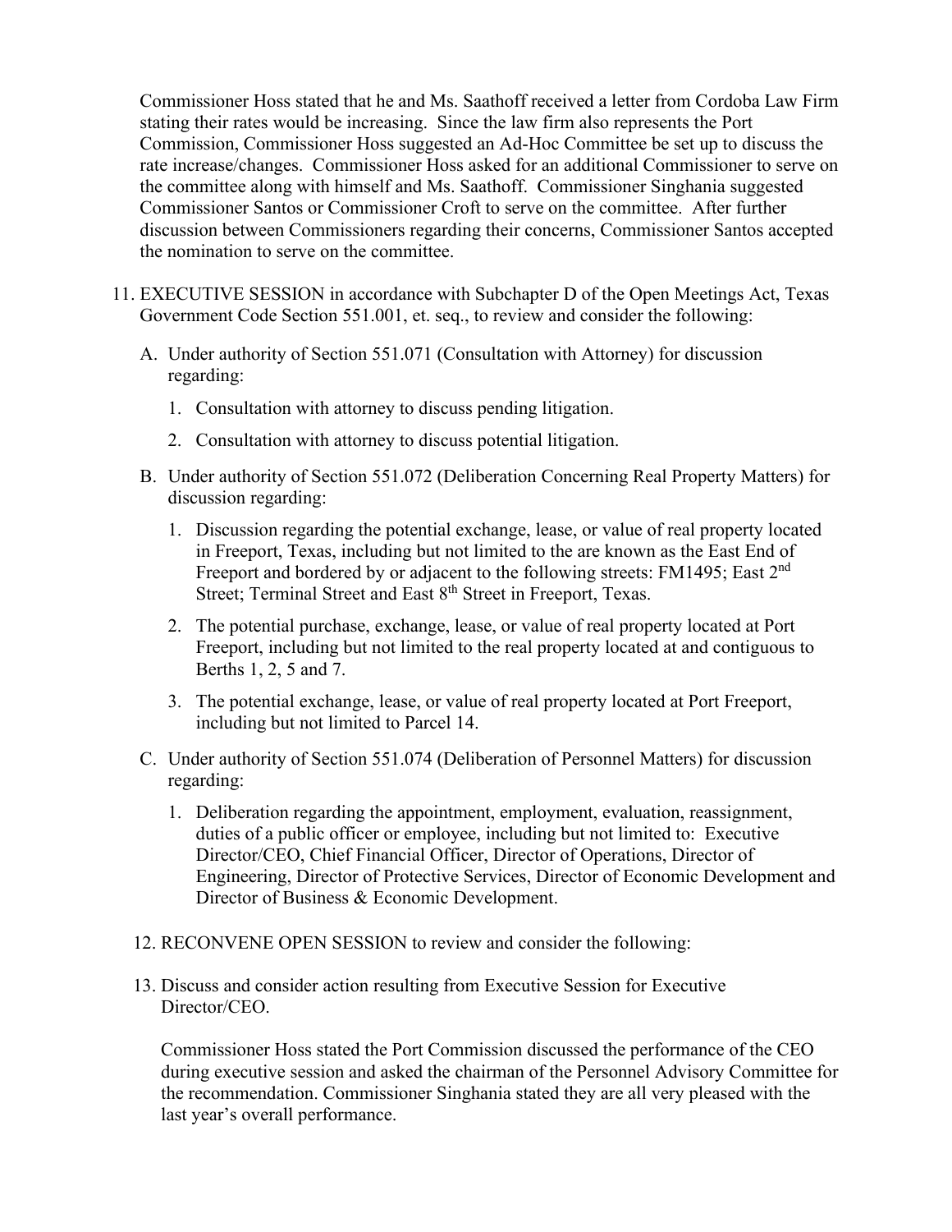Commissioner Hoss stated that he and Ms. Saathoff received a letter from Cordoba Law Firm stating their rates would be increasing. Since the law firm also represents the Port Commission, Commissioner Hoss suggested an Ad-Hoc Committee be set up to discuss the rate increase/changes. Commissioner Hoss asked for an additional Commissioner to serve on the committee along with himself and Ms. Saathoff. Commissioner Singhania suggested Commissioner Santos or Commissioner Croft to serve on the committee. After further discussion between Commissioners regarding their concerns, Commissioner Santos accepted the nomination to serve on the committee.

11. EXECUTIVE SESSION in accordance with Subchapter D of the Open Meetings Act, Texas Government Code Section 551.001, et. seq., to review and consider the following:

    A. Under authority of Section 551.071 (Consultation with Attorney) for discussion regarding:

       1. Consultation with attorney to discuss pending litigation.

       2. Consultation with attorney to discuss potential litigation.

    B. Under authority of Section 551.072 (Deliberation Concerning Real Property Matters) for discussion regarding:

       1. Discussion regarding the potential exchange, lease, or value of real property located in Freeport, Texas, including but not limited to the are known as the East End of Freeport and bordered by or adjacent to the following streets: FM1495; East 2nd Street; Terminal Street and East 8th Street in Freeport, Texas.

       2. The potential purchase, exchange, lease, or value of real property located at Port Freeport, including but not limited to the real property located at and contiguous to Berths 1, 2, 5 and 7.

       3. The potential exchange, lease, or value of real property located at Port Freeport, including but not limited to Parcel 14.

    C. Under authority of Section 551.074 (Deliberation of Personnel Matters) for discussion regarding:

       1. Deliberation regarding the appointment, employment, evaluation, reassignment, duties of a public officer or employee, including but not limited to: Executive Director/CEO, Chief Financial Officer, Director of Operations, Director of Engineering, Director of Protective Services, Director of Economic Development and Director of Business & Economic Development.

12. RECONVENE OPEN SESSION to review and consider the following:

13. Discuss and consider action resulting from Executive Session for Executive Director/CEO.

    Commissioner Hoss stated the Port Commission discussed the performance of the CEO during executive session and asked the chairman of the Personnel Advisory Committee for the recommendation. Commissioner Singhania stated they are all very pleased with the last year's overall performance.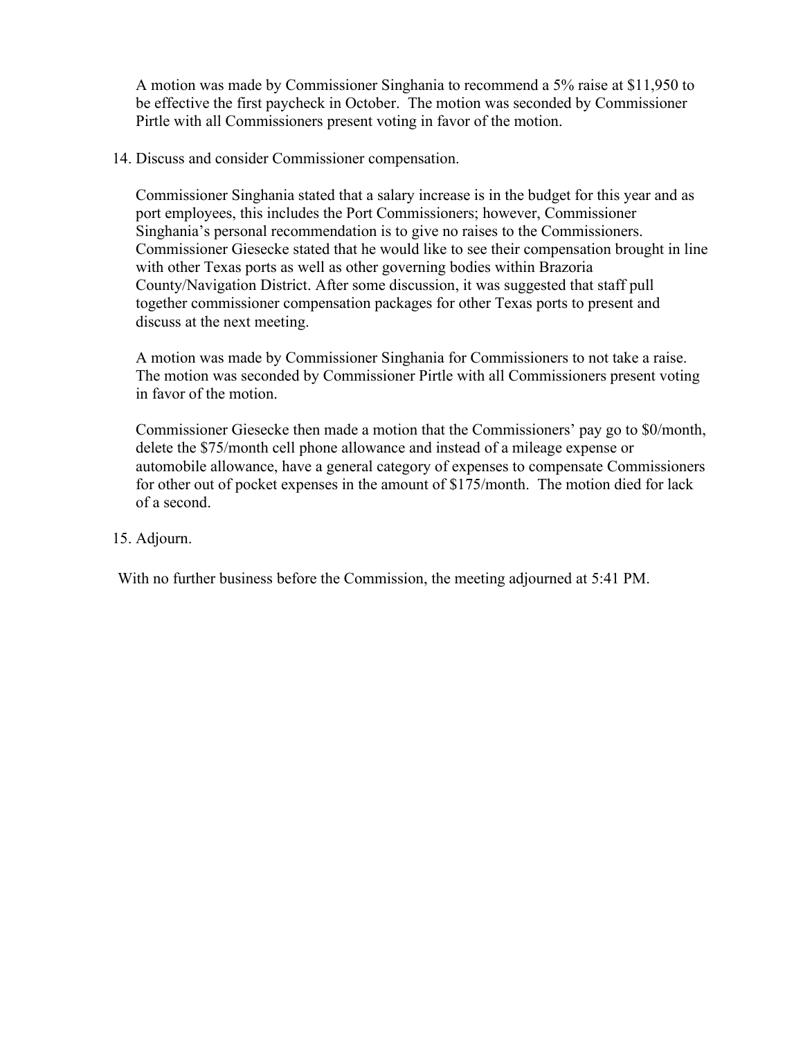A motion was made by Commissioner Singhania to recommend a 5% raise at $11,950 to be effective the first paycheck in October. The motion was seconded by Commissioner Pirtle with all Commissioners present voting in favor of the motion.

14. Discuss and consider Commissioner compensation.

    Commissioner Singhania stated that a salary increase is in the budget for this year and as port employees, this includes the Port Commissioners; however, Commissioner Singhania's personal recommendation is to give no raises to the Commissioners. Commissioner Giesecke stated that he would like to see their compensation brought in line with other Texas ports as well as other governing bodies within Brazoria County/Navigation District. After some discussion, it was suggested that staff pull together commissioner compensation packages for other Texas ports to present and discuss at the next meeting.

    A motion was made by Commissioner Singhania for Commissioners to not take a raise. The motion was seconded by Commissioner Pirtle with all Commissioners present voting in favor of the motion.

    Commissioner Giesecke then made a motion that the Commissioners' pay go to $0/month, delete the $75/month cell phone allowance and instead of a mileage expense or automobile allowance, have a general category of expenses to compensate Commissioners for other out of pocket expenses in the amount of $175/month. The motion died for lack of a second.

15. Adjourn.

With no further business before the Commission, the meeting adjourned at 5:41 PM.